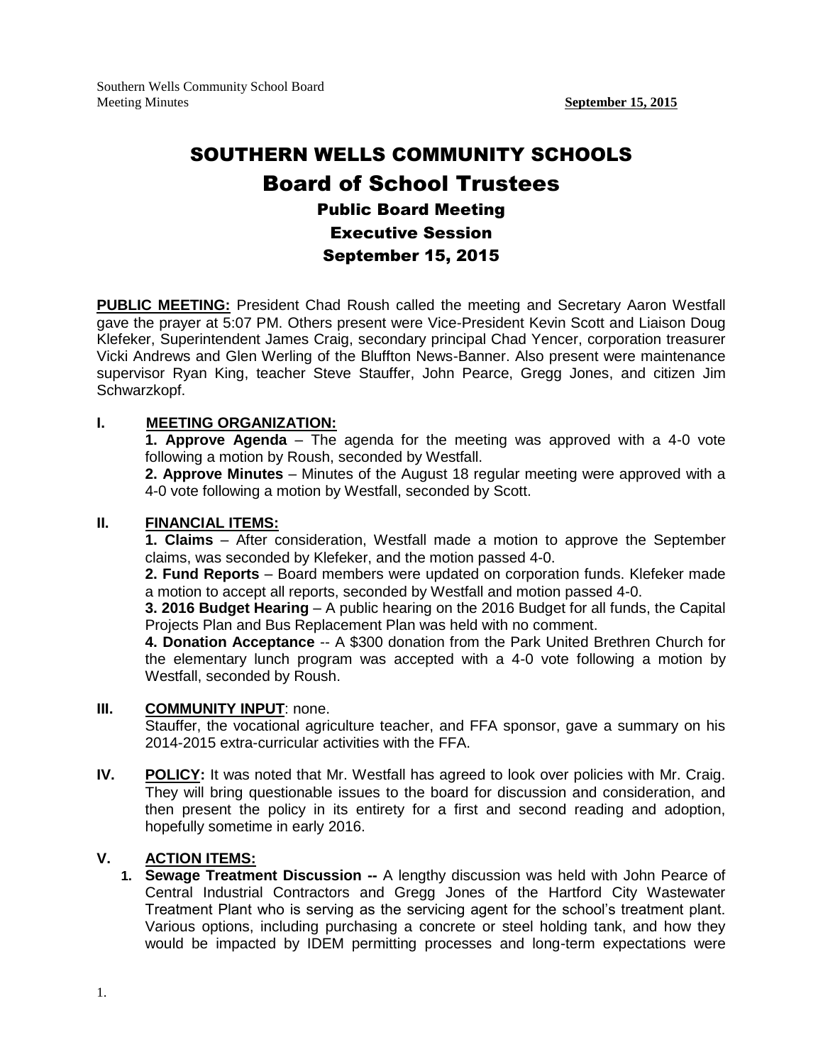# SOUTHERN WELLS COMMUNITY SCHOOLS

## Board of School Trustees

### Public Board Meeting

### Executive Session

### September 15, 2015

**PUBLIC MEETING:** President Chad Roush called the meeting and Secretary Aaron Westfall gave the prayer at 5:07 PM. Others present were Vice-President Kevin Scott and Liaison Doug Klefeker, Superintendent James Craig, secondary principal Chad Yencer, corporation treasurer Vicki Andrews and Glen Werling of the Bluffton News-Banner. Also present were maintenance supervisor Ryan King, teacher Steve Stauffer, John Pearce, Gregg Jones, and citizen Jim Schwarzkopf.

**I. MEETING ORGANIZATION:**

**1. Approve Agenda** – The agenda for the meeting was approved with a 4-0 vote following a motion by Roush, seconded by Westfall.

**2. Approve Minutes** – Minutes of the August 18 regular meeting were approved with a 4-0 vote following a motion by Westfall, seconded by Scott.

**II. FINANCIAL ITEMS:**

**1. Claims** – After consideration, Westfall made a motion to approve the September claims, was seconded by Klefeker, and the motion passed 4-0.

**2. Fund Reports** – Board members were updated on corporation funds. Klefeker made a motion to accept all reports, seconded by Westfall and motion passed 4-0.

**3. 2016 Budget Hearing** – A public hearing on the 2016 Budget for all funds, the Capital Projects Plan and Bus Replacement Plan was held with no comment.

**4. Donation Acceptance** -- A $300 donation from the Park United Brethren Church for the elementary lunch program was accepted with a 4-0 vote following a motion by Westfall, seconded by Roush.

**III. COMMUNITY INPUT**: none.

Stauffer, the vocational agriculture teacher, and FFA sponsor, gave a summary on his 2014-2015 extra-curricular activities with the FFA.

**IV. POLICY:** It was noted that Mr. Westfall has agreed to look over policies with Mr. Craig. They will bring questionable issues to the board for discussion and consideration, and then present the policy in its entirety for a first and second reading and adoption, hopefully sometime in early 2016.

**V. ACTION ITEMS:**

1. **Sewage Treatment Discussion --** A lengthy discussion was held with John Pearce of Central Industrial Contractors and Gregg Jones of the Hartford City Wastewater Treatment Plant who is serving as the servicing agent for the school's treatment plant. Various options, including purchasing a concrete or steel holding tank, and how they would be impacted by IDEM permitting processes and long-term expectations were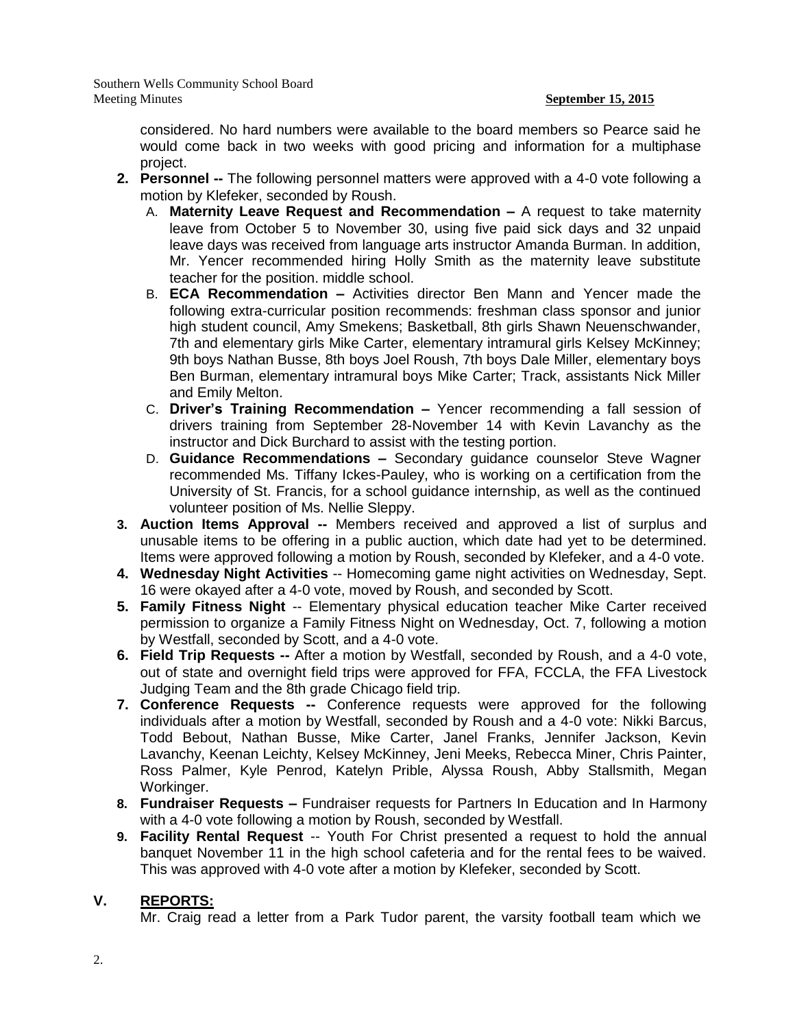considered. No hard numbers were available to the board members so Pearce said he would come back in two weeks with good pricing and information for a multiphase project.

2. **Personnel --** The following personnel matters were approved with a 4-0 vote following a motion by Klefeker, seconded by Roush.
   - A. **Maternity Leave Request and Recommendation –** A request to take maternity leave from October 5 to November 30, using five paid sick days and 32 unpaid leave days was received from language arts instructor Amanda Burman. In addition, Mr. Yencer recommended hiring Holly Smith as the maternity leave substitute teacher for the position. middle school.
   - B. **ECA Recommendation –** Activities director Ben Mann and Yencer made the following extra-curricular position recommends: freshman class sponsor and junior high student council, Amy Smekens; Basketball, 8th girls Shawn Neuenschwander, 7th and elementary girls Mike Carter, elementary intramural girls Kelsey McKinney; 9th boys Nathan Busse, 8th boys Joel Roush, 7th boys Dale Miller, elementary boys Ben Burman, elementary intramural boys Mike Carter; Track, assistants Nick Miller and Emily Melton.
   - C. **Driver's Training Recommendation –** Yencer recommending a fall session of drivers training from September 28-November 14 with Kevin Lavanchy as the instructor and Dick Burchard to assist with the testing portion.
   - D. **Guidance Recommendations –** Secondary guidance counselor Steve Wagner recommended Ms. Tiffany Ickes-Pauley, who is working on a certification from the University of St. Francis, for a school guidance internship, as well as the continued volunteer position of Ms. Nellie Sleppy.
3. **Auction Items Approval --** Members received and approved a list of surplus and unusable items to be offering in a public auction, which date had yet to be determined. Items were approved following a motion by Roush, seconded by Klefeker, and a 4-0 vote.
4. **Wednesday Night Activities** -- Homecoming game night activities on Wednesday, Sept. 16 were okayed after a 4-0 vote, moved by Roush, and seconded by Scott.
5. **Family Fitness Night** -- Elementary physical education teacher Mike Carter received permission to organize a Family Fitness Night on Wednesday, Oct. 7, following a motion by Westfall, seconded by Scott, and a 4-0 vote.
6. **Field Trip Requests --** After a motion by Westfall, seconded by Roush, and a 4-0 vote, out of state and overnight field trips were approved for FFA, FCCLA, the FFA Livestock Judging Team and the 8th grade Chicago field trip.
7. **Conference Requests --** Conference requests were approved for the following individuals after a motion by Westfall, seconded by Roush and a 4-0 vote: Nikki Barcus, Todd Bebout, Nathan Busse, Mike Carter, Janel Franks, Jennifer Jackson, Kevin Lavanchy, Keenan Leichty, Kelsey McKinney, Jeni Meeks, Rebecca Miner, Chris Painter, Ross Palmer, Kyle Penrod, Katelyn Prible, Alyssa Roush, Abby Stallsmith, Megan Workinger.
8. **Fundraiser Requests –** Fundraiser requests for Partners In Education and In Harmony with a 4-0 vote following a motion by Roush, seconded by Westfall.
9. **Facility Rental Request** -- Youth For Christ presented a request to hold the annual banquet November 11 in the high school cafeteria and for the rental fees to be waived. This was approved with 4-0 vote after a motion by Klefeker, seconded by Scott.

## V. REPORTS:

Mr. Craig read a letter from a Park Tudor parent, the varsity football team which we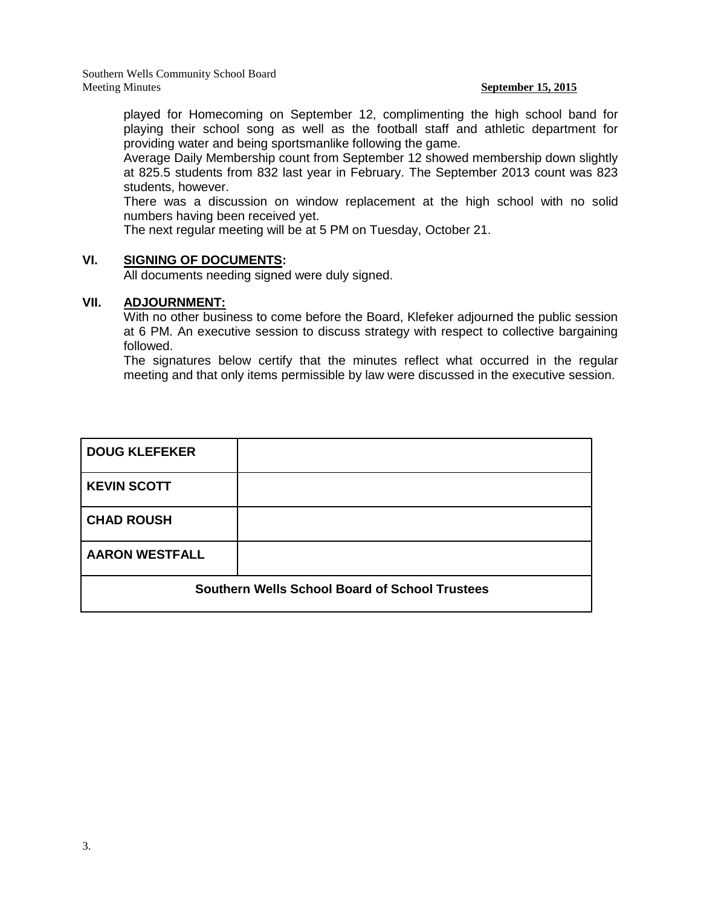played for Homecoming on September 12, complimenting the high school band for playing their school song as well as the football staff and athletic department for providing water and being sportsmanlike following the game.

Average Daily Membership count from September 12 showed membership down slightly at 825.5 students from 832 last year in February. The September 2013 count was 823 students, however.

There was a discussion on window replacement at the high school with no solid numbers having been received yet.

The next regular meeting will be at 5 PM on Tuesday, October 21.

## VI. SIGNING OF DOCUMENTS:

All documents needing signed were duly signed.

## VII. ADJOURNMENT:

With no other business to come before the Board, Klefeker adjourned the public session at 6 PM. An executive session to discuss strategy with respect to collective bargaining followed.

The signatures below certify that the minutes reflect what occurred in the regular meeting and that only items permissible by law were discussed in the executive session.

| | |
|---|---|
| **DOUG KLEFEKER** | |
| **KEVIN SCOTT** | |
| **CHAD ROUSH** | |
| **AARON WESTFALL** | |
| **Southern Wells School Board of School Trustees** | |